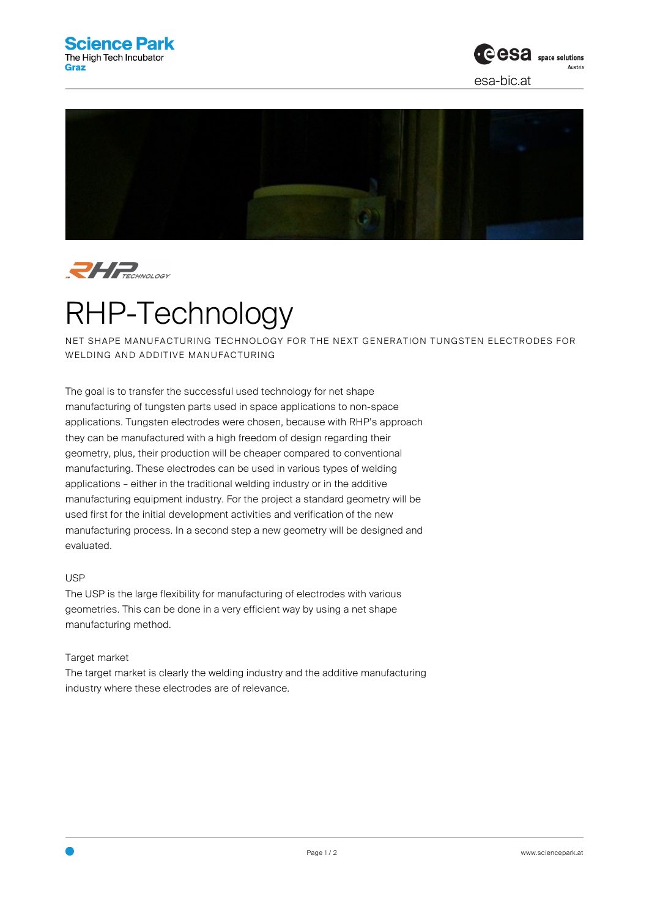# RHP-Technology

NET SHAPE MANUFACTURING TECHNOLOGY FOR THE NEXT GENERATION TUNGSTEN ELECTRODES FOR WELDING AND ADDITIVE MANUFACTURING

The goal is to transfer the successful used technology for net shape manufacturing of tungsten parts used in space applications to non-space applications. Tungsten electrodes were chosen, because with RHP's approach they can be manufactured with a high freedom of design regarding their geometry, plus, their production will be cheaper compared to conventional manufacturing. These electrodes can be used in various types of welding applications – either in the traditional welding industry or in the additive manufacturing equipment industry. For the project a standard geometry will be used first for the initial development activities and verification of the new manufacturing process. In a second step a new geometry will be designed and evaluated.

USP

The USP is the large flexibility for manufacturing of electrodes with various geometries. This can be done in a very efficient way by using a net shape manufacturing method.

Target market

The target market is clearly the welding industry and the additive manufacturing industry where these electrodes are of relevance.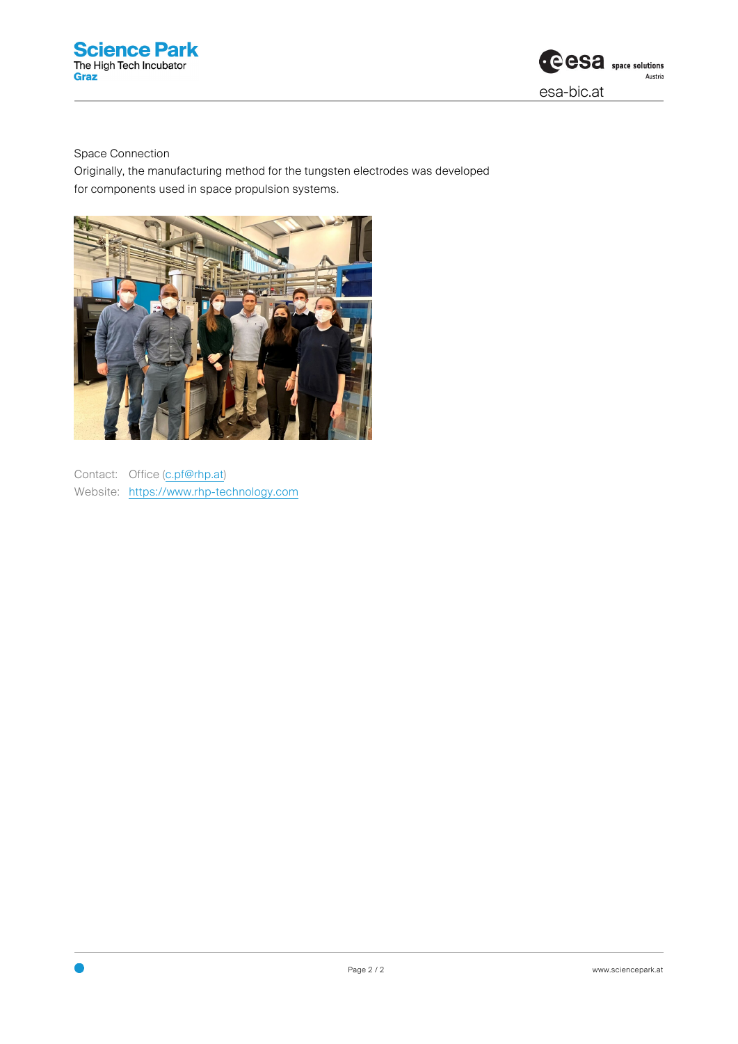Space Connection

Originally, the manufacturing method for the tungsten electrodes was developed for components used in space propulsion systems.

Contact: Office (c.pf@rhp.at)

Website: https://www.rhp-technology.com